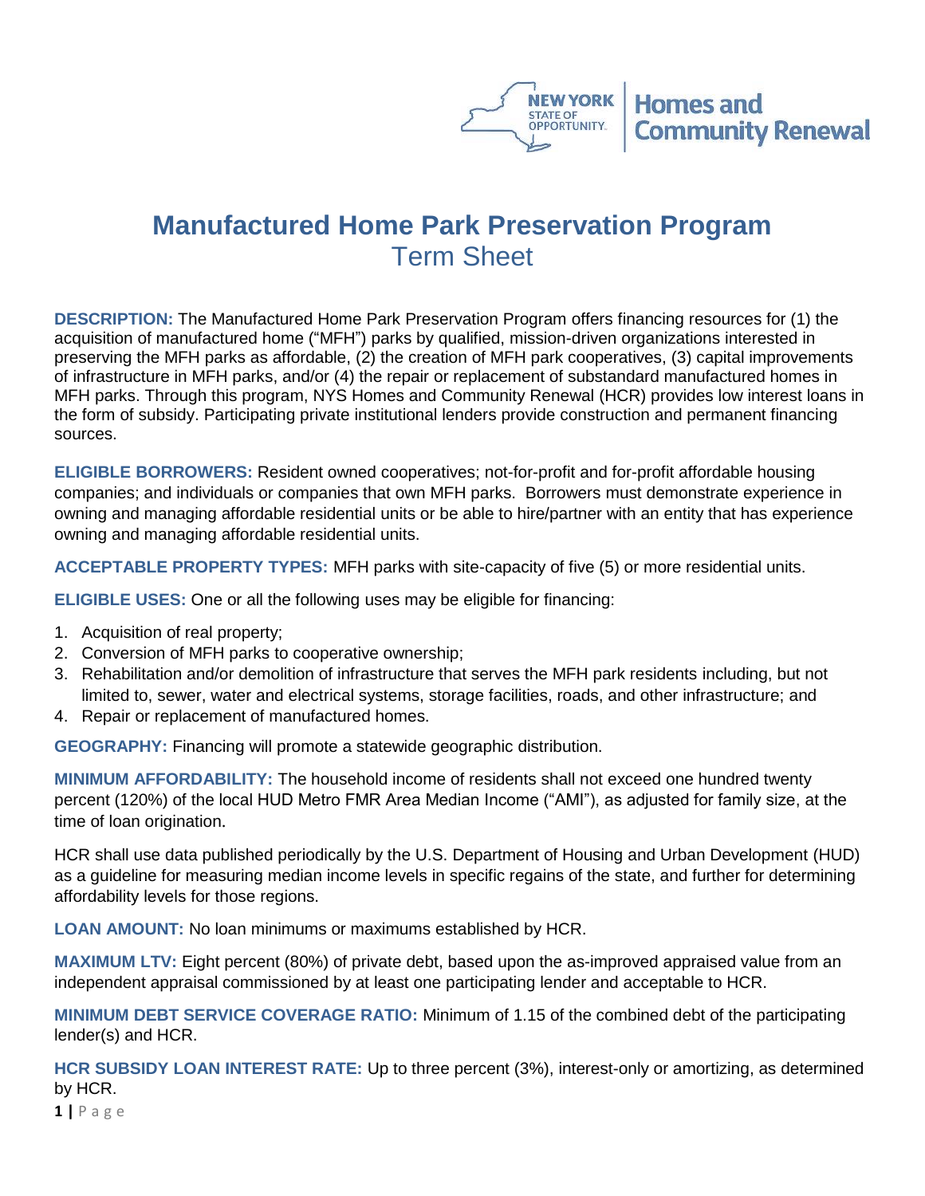# Manufactured Home Park Preservation Program

## Term Sheet

**DESCRIPTION:** The Manufactured Home Park Preservation Program offers financing resources for (1) the acquisition of manufactured home ("MFH") parks by qualified, mission-driven organizations interested in preserving the MFH parks as affordable, (2) the creation of MFH park cooperatives, (3) capital improvements of infrastructure in MFH parks, and/or (4) the repair or replacement of substandard manufactured homes in MFH parks. Through this program, NYS Homes and Community Renewal (HCR) provides low interest loans in the form of subsidy. Participating private institutional lenders provide construction and permanent financing sources.

**ELIGIBLE BORROWERS:** Resident owned cooperatives; not-for-profit and for-profit affordable housing companies; and individuals or companies that own MFH parks. Borrowers must demonstrate experience in owning and managing affordable residential units or be able to hire/partner with an entity that has experience owning and managing affordable residential units.

**ACCEPTABLE PROPERTY TYPES:** MFH parks with site-capacity of five (5) or more residential units.

**ELIGIBLE USES:** One or all the following uses may be eligible for financing:

1. Acquisition of real property;
2. Conversion of MFH parks to cooperative ownership;
3. Rehabilitation and/or demolition of infrastructure that serves the MFH park residents including, but not limited to, sewer, water and electrical systems, storage facilities, roads, and other infrastructure; and
4. Repair or replacement of manufactured homes.

**GEOGRAPHY:** Financing will promote a statewide geographic distribution.

**MINIMUM AFFORDABILITY:** The household income of residents shall not exceed one hundred twenty percent (120%) of the local HUD Metro FMR Area Median Income ("AMI"), as adjusted for family size, at the time of loan origination.

HCR shall use data published periodically by the U.S. Department of Housing and Urban Development (HUD) as a guideline for measuring median income levels in specific regains of the state, and further for determining affordability levels for those regions.

**LOAN AMOUNT:** No loan minimums or maximums established by HCR.

**MAXIMUM LTV:** Eight percent (80%) of private debt, based upon the as-improved appraised value from an independent appraisal commissioned by at least one participating lender and acceptable to HCR.

**MINIMUM DEBT SERVICE COVERAGE RATIO:** Minimum of 1.15 of the combined debt of the participating lender(s) and HCR.

**HCR SUBSIDY LOAN INTEREST RATE:** Up to three percent (3%), interest-only or amortizing, as determined by HCR.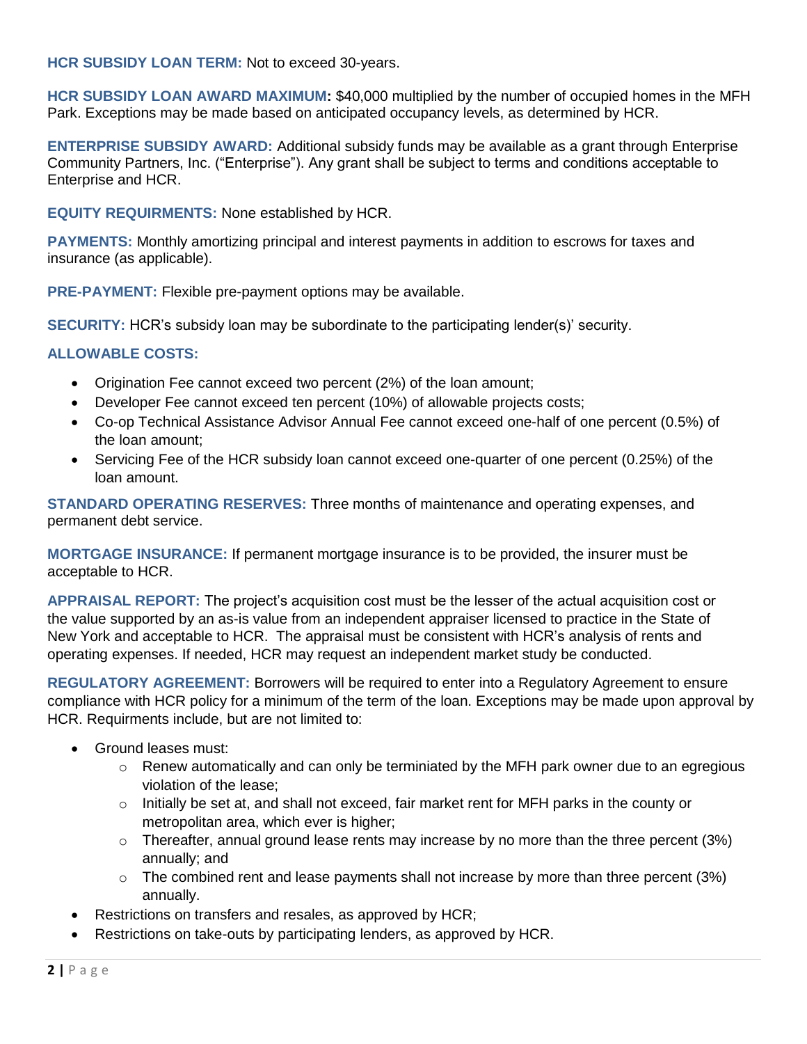**HCR SUBSIDY LOAN TERM:** Not to exceed 30-years.

**HCR SUBSIDY LOAN AWARD MAXIMUM:** $40,000 multiplied by the number of occupied homes in the MFH Park. Exceptions may be made based on anticipated occupancy levels, as determined by HCR.

**ENTERPRISE SUBSIDY AWARD:** Additional subsidy funds may be available as a grant through Enterprise Community Partners, Inc. ("Enterprise"). Any grant shall be subject to terms and conditions acceptable to Enterprise and HCR.

**EQUITY REQUIRMENTS:** None established by HCR.

**PAYMENTS:** Monthly amortizing principal and interest payments in addition to escrows for taxes and insurance (as applicable).

**PRE-PAYMENT:** Flexible pre-payment options may be available.

**SECURITY:** HCR's subsidy loan may be subordinate to the participating lender(s)' security.

**ALLOWABLE COSTS:**

- Origination Fee cannot exceed two percent (2%) of the loan amount;
- Developer Fee cannot exceed ten percent (10%) of allowable projects costs;
- Co-op Technical Assistance Advisor Annual Fee cannot exceed one-half of one percent (0.5%) of the loan amount;
- Servicing Fee of the HCR subsidy loan cannot exceed one-quarter of one percent (0.25%) of the loan amount.

**STANDARD OPERATING RESERVES:** Three months of maintenance and operating expenses, and permanent debt service.

**MORTGAGE INSURANCE:** If permanent mortgage insurance is to be provided, the insurer must be acceptable to HCR.

**APPRAISAL REPORT:** The project's acquisition cost must be the lesser of the actual acquisition cost or the value supported by an as-is value from an independent appraiser licensed to practice in the State of New York and acceptable to HCR. The appraisal must be consistent with HCR's analysis of rents and operating expenses. If needed, HCR may request an independent market study be conducted.

**REGULATORY AGREEMENT:** Borrowers will be required to enter into a Regulatory Agreement to ensure compliance with HCR policy for a minimum of the term of the loan. Exceptions may be made upon approval by HCR. Requirments include, but are not limited to:

- Ground leases must:
  - Renew automatically and can only be terminiated by the MFH park owner due to an egregious violation of the lease;
  - Initially be set at, and shall not exceed, fair market rent for MFH parks in the county or metropolitan area, which ever is higher;
  - Thereafter, annual ground lease rents may increase by no more than the three percent (3%) annually; and
  - The combined rent and lease payments shall not increase by more than three percent (3%) annually.
- Restrictions on transfers and resales, as approved by HCR;
- Restrictions on take-outs by participating lenders, as approved by HCR.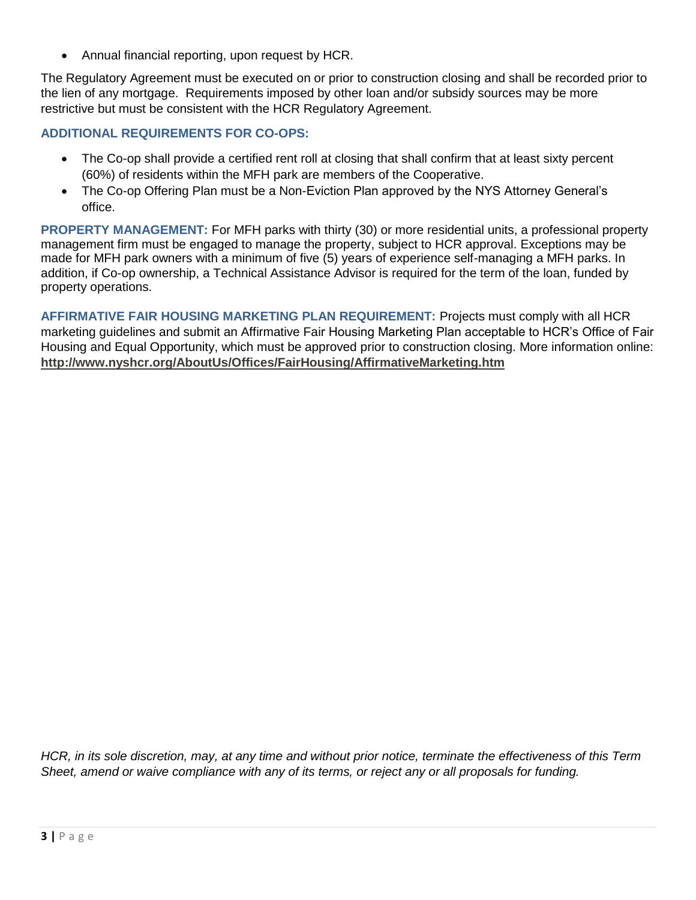- Annual financial reporting, upon request by HCR.

The Regulatory Agreement must be executed on or prior to construction closing and shall be recorded prior to the lien of any mortgage. Requirements imposed by other loan and/or subsidy sources may be more restrictive but must be consistent with the HCR Regulatory Agreement.

**ADDITIONAL REQUIREMENTS FOR CO-OPS:**

- The Co-op shall provide a certified rent roll at closing that shall confirm that at least sixty percent (60%) of residents within the MFH park are members of the Cooperative.
- The Co-op Offering Plan must be a Non-Eviction Plan approved by the NYS Attorney General's office.

**PROPERTY MANAGEMENT:** For MFH parks with thirty (30) or more residential units, a professional property management firm must be engaged to manage the property, subject to HCR approval. Exceptions may be made for MFH park owners with a minimum of five (5) years of experience self-managing a MFH parks. In addition, if Co-op ownership, a Technical Assistance Advisor is required for the term of the loan, funded by property operations.

**AFFIRMATIVE FAIR HOUSING MARKETING PLAN REQUIREMENT:** Projects must comply with all HCR marketing guidelines and submit an Affirmative Fair Housing Marketing Plan acceptable to HCR's Office of Fair Housing and Equal Opportunity, which must be approved prior to construction closing. More information online: **http://www.nyshcr.org/AboutUs/Offices/FairHousing/AffirmativeMarketing.htm**

*HCR, in its sole discretion, may, at any time and without prior notice, terminate the effectiveness of this Term Sheet, amend or waive compliance with any of its terms, or reject any or all proposals for funding.*